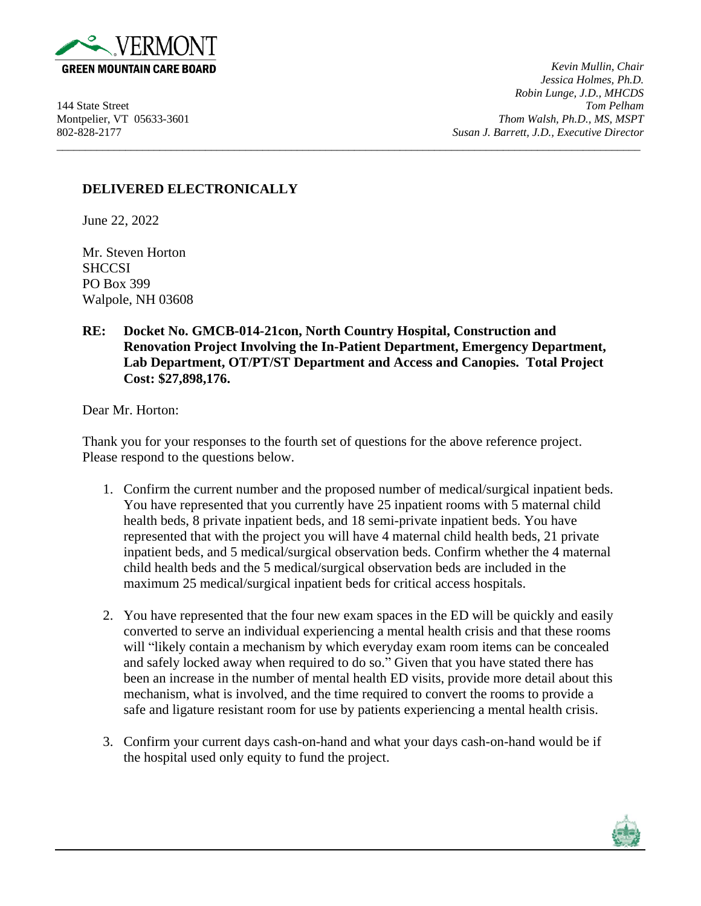VERMONT
**GREEN MOUNTAIN CARE BOARD**

144 State Street
Montpelier, VT 05633-3601
802-828-2177

*Kevin Mullin, Chair*
*Jessica Holmes, Ph.D.*
*Robin Lunge, J.D., MHCDS*
*Tom Pelham*
*Thom Walsh, Ph.D., MS, MSPT*
*Susan J. Barrett, J.D., Executive Director*

---

**DELIVERED ELECTRONICALLY**

June 22, 2022

Mr. Steven Horton
SHCCSI
PO Box 399
Walpole, NH 03608

**RE: Docket No. GMCB-014-21con, North Country Hospital, Construction and Renovation Project Involving the In-Patient Department, Emergency Department, Lab Department, OT/PT/ST Department and Access and Canopies. Total Project Cost: $27,898,176.**

Dear Mr. Horton:

Thank you for your responses to the fourth set of questions for the above reference project. Please respond to the questions below.

1. Confirm the current number and the proposed number of medical/surgical inpatient beds. You have represented that you currently have 25 inpatient rooms with 5 maternal child health beds, 8 private inpatient beds, and 18 semi-private inpatient beds. You have represented that with the project you will have 4 maternal child health beds, 21 private inpatient beds, and 5 medical/surgical observation beds. Confirm whether the 4 maternal child health beds and the 5 medical/surgical observation beds are included in the maximum 25 medical/surgical inpatient beds for critical access hospitals.

2. You have represented that the four new exam spaces in the ED will be quickly and easily converted to serve an individual experiencing a mental health crisis and that these rooms will "likely contain a mechanism by which everyday exam room items can be concealed and safely locked away when required to do so." Given that you have stated there has been an increase in the number of mental health ED visits, provide more detail about this mechanism, what is involved, and the time required to convert the rooms to provide a safe and ligature resistant room for use by patients experiencing a mental health crisis.

3. Confirm your current days cash-on-hand and what your days cash-on-hand would be if the hospital used only equity to fund the project.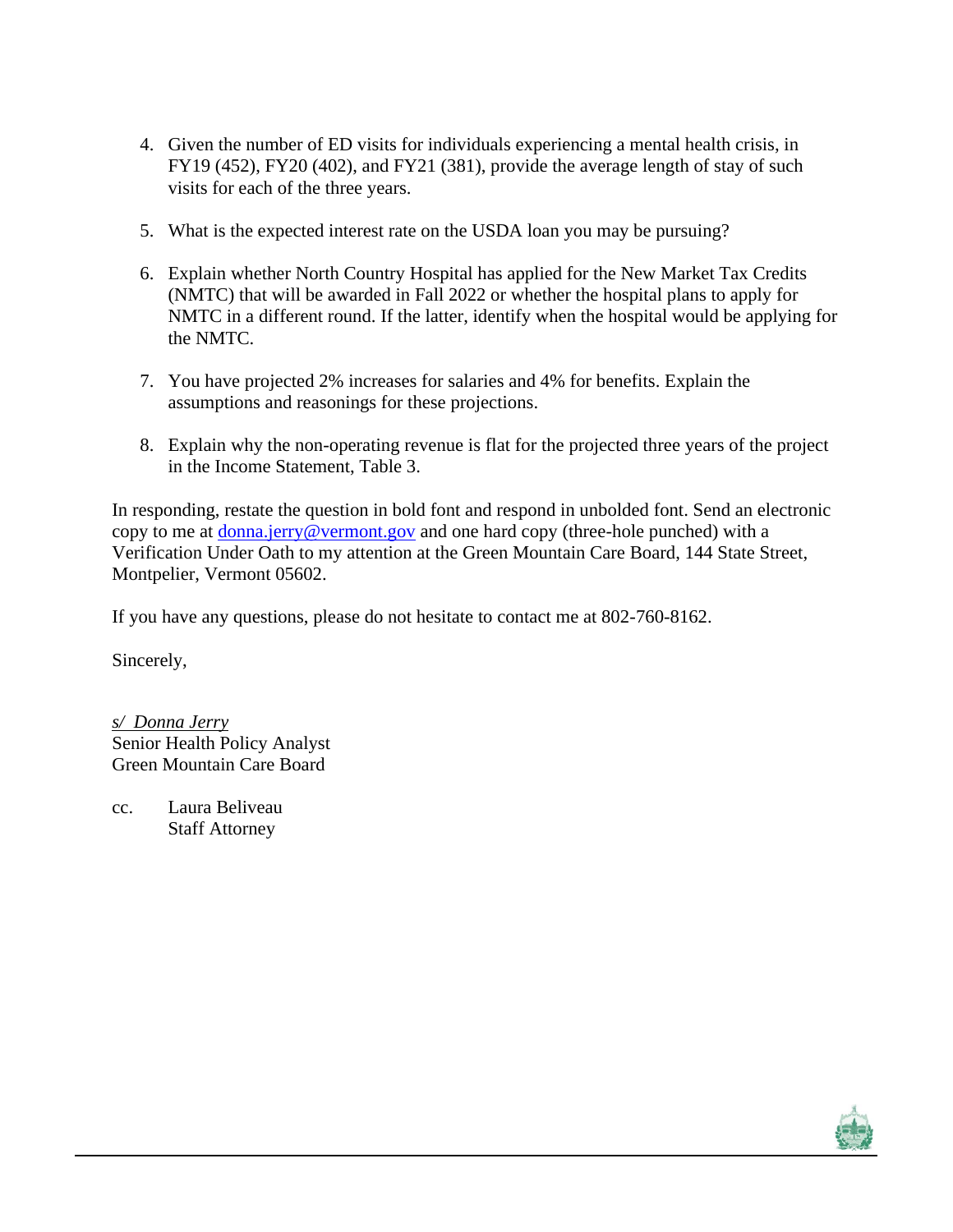4. Given the number of ED visits for individuals experiencing a mental health crisis, in FY19 (452), FY20 (402), and FY21 (381), provide the average length of stay of such visits for each of the three years.

5. What is the expected interest rate on the USDA loan you may be pursuing?

6. Explain whether North Country Hospital has applied for the New Market Tax Credits (NMTC) that will be awarded in Fall 2022 or whether the hospital plans to apply for NMTC in a different round. If the latter, identify when the hospital would be applying for the NMTC.

7. You have projected 2% increases for salaries and 4% for benefits. Explain the assumptions and reasonings for these projections.

8. Explain why the non-operating revenue is flat for the projected three years of the project in the Income Statement, Table 3.

In responding, restate the question in bold font and respond in unbolded font. Send an electronic copy to me at donna.jerry@vermont.gov and one hard copy (three-hole punched) with a Verification Under Oath to my attention at the Green Mountain Care Board, 144 State Street, Montpelier, Vermont 05602.

If you have any questions, please do not hesitate to contact me at 802-760-8162.

Sincerely,

*s/ Donna Jerry*
Senior Health Policy Analyst
Green Mountain Care Board

cc. Laura Beliveau
Staff Attorney